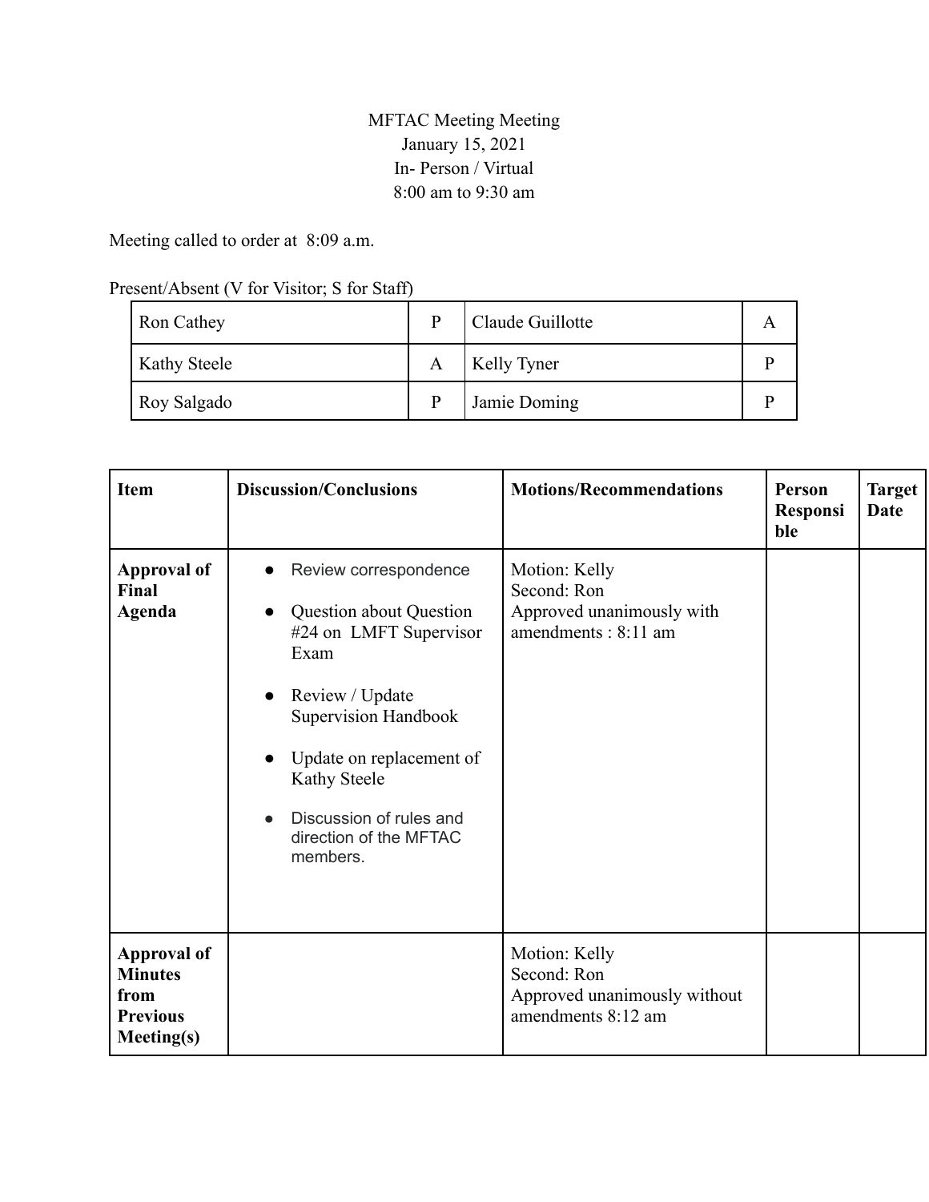MFTAC Meeting Meeting
January 15, 2021
In- Person / Virtual
8:00 am to 9:30 am

Meeting called to order at 8:09 a.m.

Present/Absent (V for Visitor; S for Staff)

| | | | |
|---|---|---|---|
| Ron Cathey | P | Claude Guillotte | A |
| Kathy Steele | A | Kelly Tyner | P |
| Roy Salgado | P | Jamie Doming | P |

| Item | Discussion/Conclusions | Motions/Recommendations | Person Responsible | Target Date |
|---|---|---|---|---|
| **Approval of Final Agenda** | • Review correspondence<br>• Question about Question #24 on LMFT Supervisor Exam<br>• Review / Update Supervision Handbook<br>• Update on replacement of Kathy Steele<br>• Discussion of rules and direction of the MFTAC members. | Motion: Kelly<br>Second: Ron<br>Approved unanimously with amendments : 8:11 am | | |
| **Approval of Minutes from Previous Meeting(s)** | | Motion: Kelly<br>Second: Ron<br>Approved unanimously without amendments 8:12 am | | |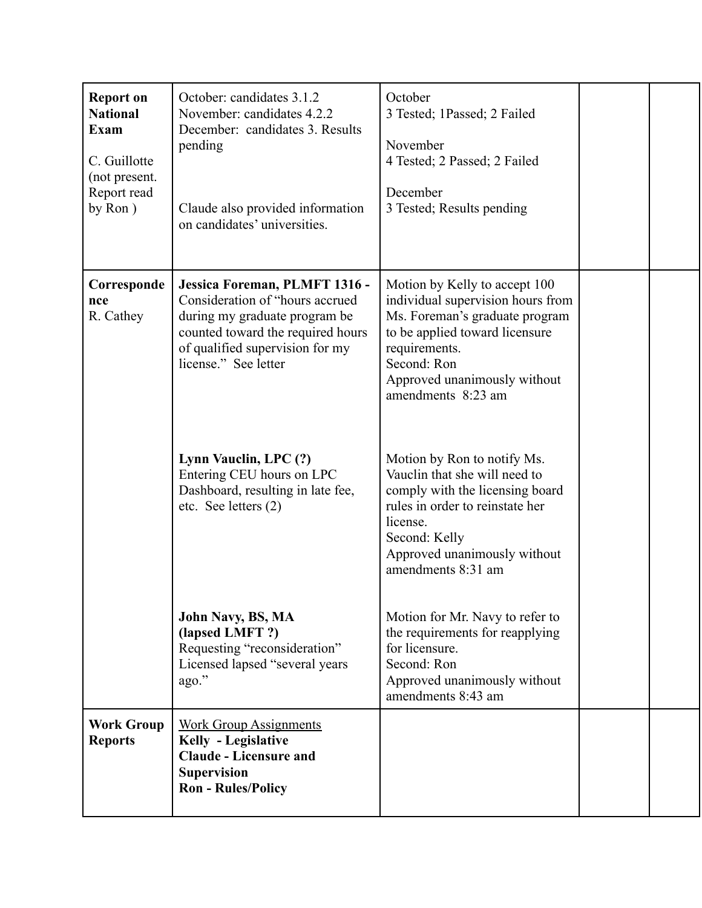| **Report on National Exam**<br><br>C. Guillotte (not present. Report read by Ron ) | October: candidates 3.1.2<br>November: candidates 4.2.2<br>December: candidates 3. Results pending<br><br>Claude also provided information on candidates' universities. | October<br>3 Tested; 1Passed; 2 Failed<br><br>November<br>4 Tested; 2 Passed; 2 Failed<br><br>December<br>3 Tested; Results pending | | |
|---|---|---|---|---|
| **Correspondence**<br>R. Cathey | **Jessica Foreman, PLMFT 1316 -** Consideration of "hours accrued during my graduate program be counted toward the required hours of qualified supervision for my license." See letter | Motion by Kelly to accept 100 individual supervision hours from Ms. Foreman's graduate program to be applied toward licensure requirements.<br>Second: Ron<br>Approved unanimously without amendments 8:23 am | | |
| | **Lynn Vauclin, LPC (?)**<br>Entering CEU hours on LPC Dashboard, resulting in late fee, etc. See letters (2) | Motion by Ron to notify Ms. Vauclin that she will need to comply with the licensing board rules in order to reinstate her license.<br>Second: Kelly<br>Approved unanimously without amendments 8:31 am | | |
| | **John Navy, BS, MA (lapsed LMFT ?)**<br>Requesting "reconsideration" Licensed lapsed "several years ago." | Motion for Mr. Navy to refer to the requirements for reapplying for licensure.<br>Second: Ron<br>Approved unanimously without amendments 8:43 am | | |
| **Work Group Reports** | Work Group Assignments<br>**Kelly - Legislative**<br>**Claude - Licensure and Supervision**<br>**Ron - Rules/Policy** | | | |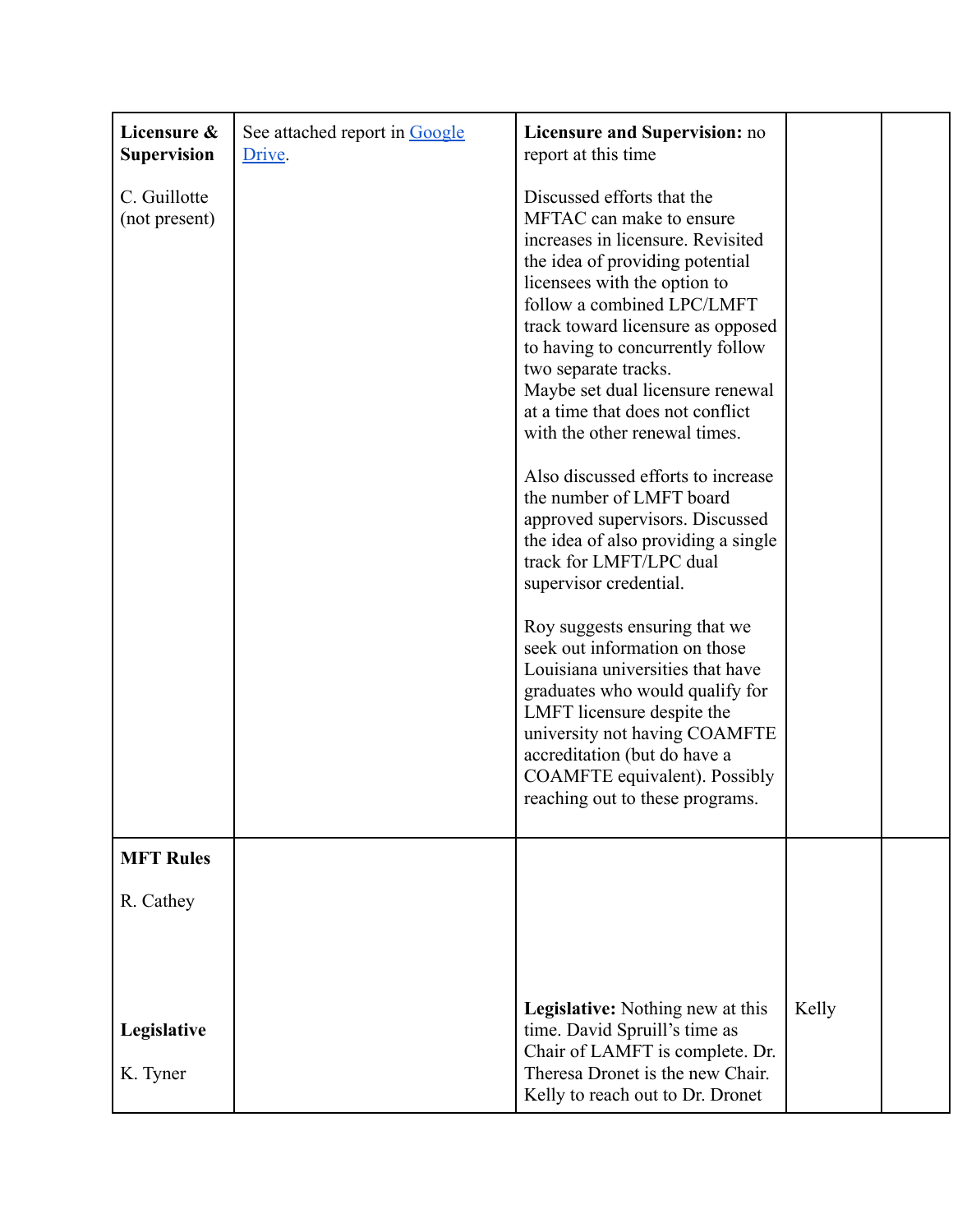| **Licensure & Supervision**<br><br>C. Guillotte (not present) | See attached report in Google Drive. | **Licensure and Supervision:** no report at this time<br><br>Discussed efforts that the MFTAC can make to ensure increases in licensure. Revisited the idea of providing potential licensees with the option to follow a combined LPC/LMFT track toward licensure as opposed to having to concurrently follow two separate tracks.<br>Maybe set dual licensure renewal at a time that does not conflict with the other renewal times.<br><br>Also discussed efforts to increase the number of LMFT board approved supervisors. Discussed the idea of also providing a single track for LMFT/LPC dual supervisor credential.<br><br>Roy suggests ensuring that we seek out information on those Louisiana universities that have graduates who would qualify for LMFT licensure despite the university not having COAMFTE accreditation (but do have a COAMFTE equivalent). Possibly reaching out to these programs. | | |
|---|---|---|---|---|
| **MFT Rules**<br><br>R. Cathey<br><br><br><br>**Legislative**<br><br>K. Tyner | | <br><br><br><br><br><br>**Legislative:** Nothing new at this time. David Spruill's time as Chair of LAMFT is complete. Dr. Theresa Dronet is the new Chair. Kelly to reach out to Dr. Dronet | <br><br><br><br><br><br>Kelly | |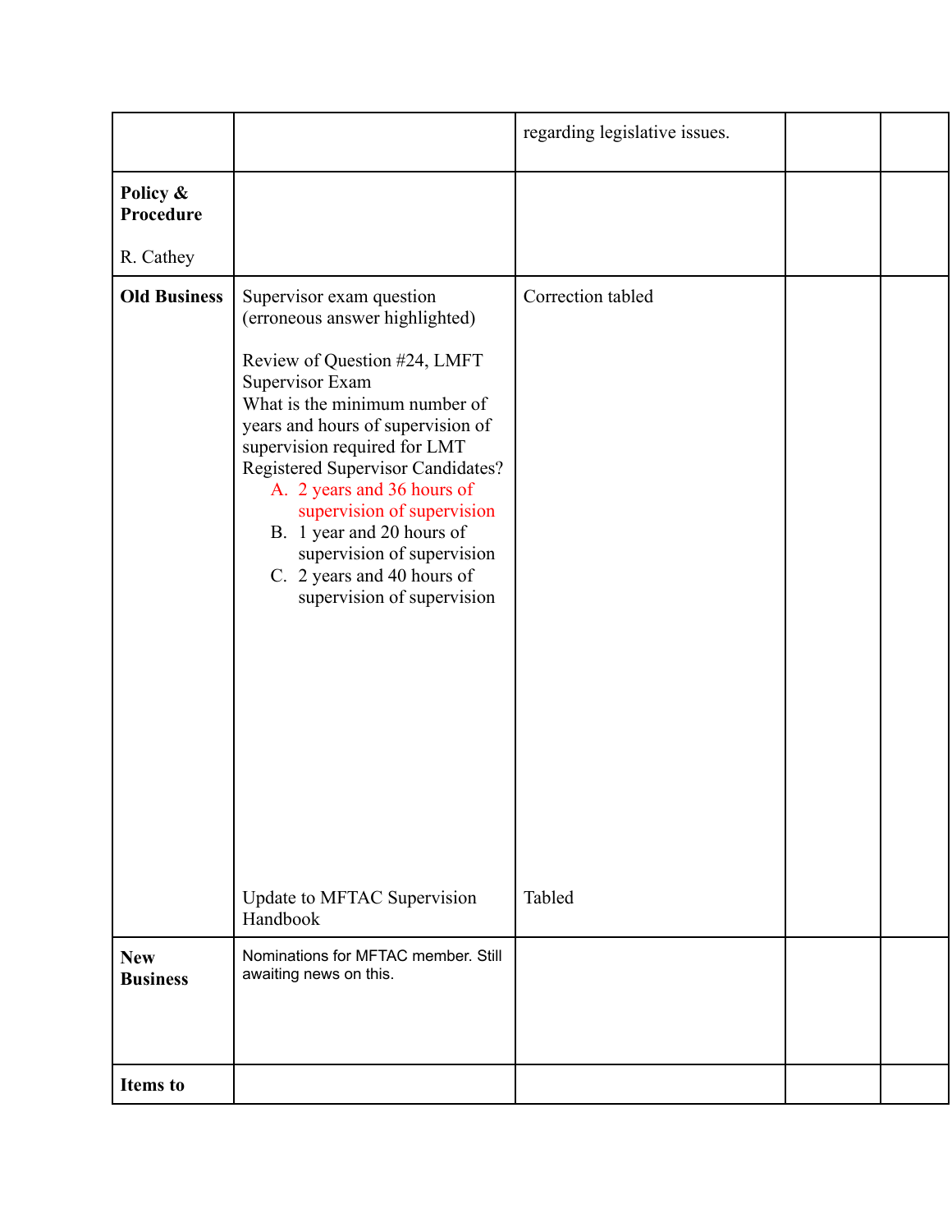| | | | | |
|---|---|---|---|---|
| | | regarding legislative issues. | | |
| **Policy & Procedure**<br><br>R. Cathey | | | | |
| **Old Business** | Supervisor exam question (erroneous answer highlighted)<br><br>Review of Question #24, LMFT Supervisor Exam<br>What is the minimum number of years and hours of supervision of supervision required for LMT Registered Supervisor Candidates?<br>A. 2 years and 36 hours of supervision of supervision<br>B. 1 year and 20 hours of supervision of supervision<br>C. 2 years and 40 hours of supervision of supervision<br><br>Update to MFTAC Supervision Handbook | Correction tabled<br><br><br><br><br><br><br><br><br><br><br><br><br><br>Tabled | | |
| **New Business** | Nominations for MFTAC member. Still awaiting news on this. | | | |
| **Items to** | | | | |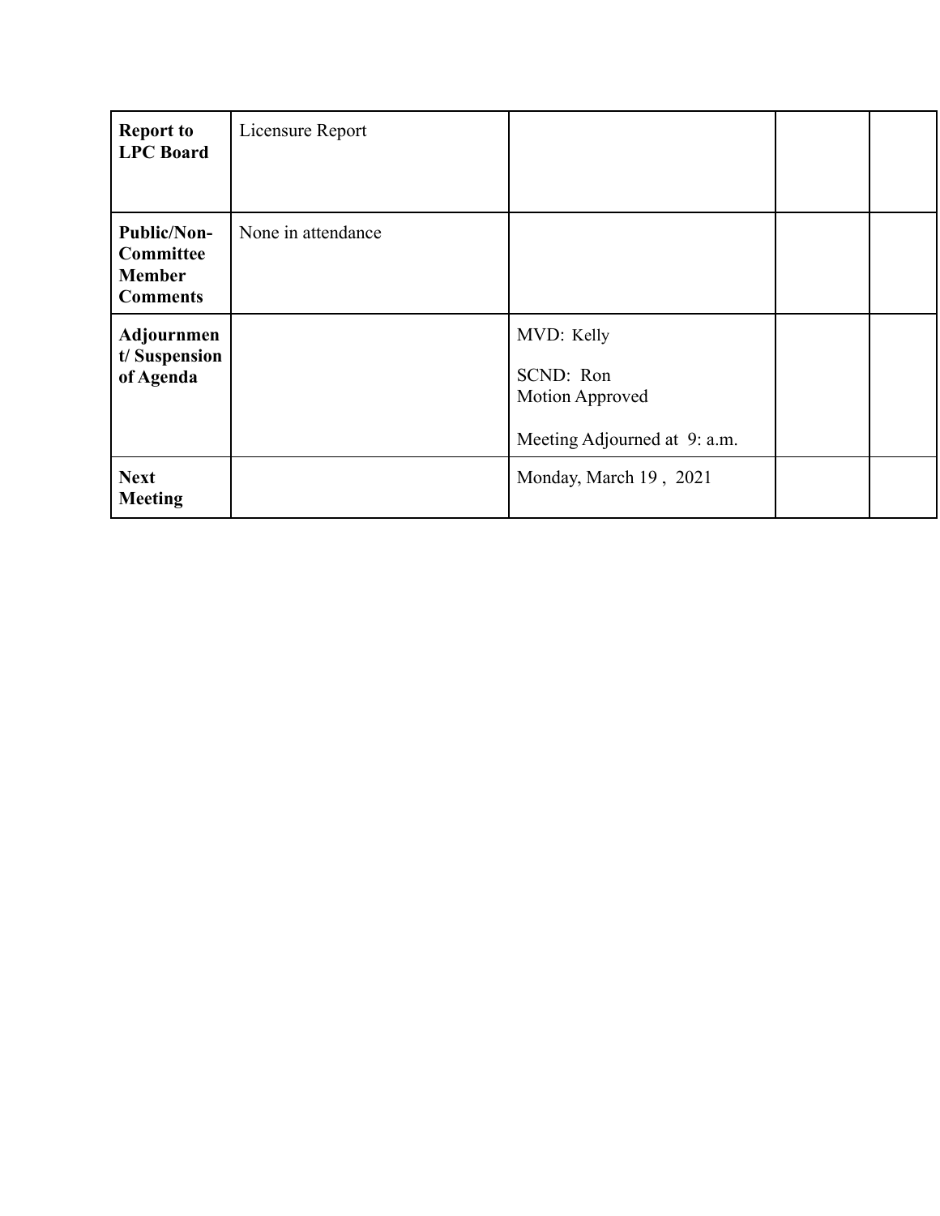| | | | | |
|---|---|---|---|---|
| **Report to LPC Board** | Licensure Report | | | |
| **Public/Non-Committee Member Comments** | None in attendance | | | |
| **Adjournment/ Suspension of Agenda** | | MVD: Kelly<br><br>SCND: Ron<br>Motion Approved<br><br>Meeting Adjourned at 9: a.m. | | |
| **Next Meeting** | | Monday, March 19 , 2021 | | |